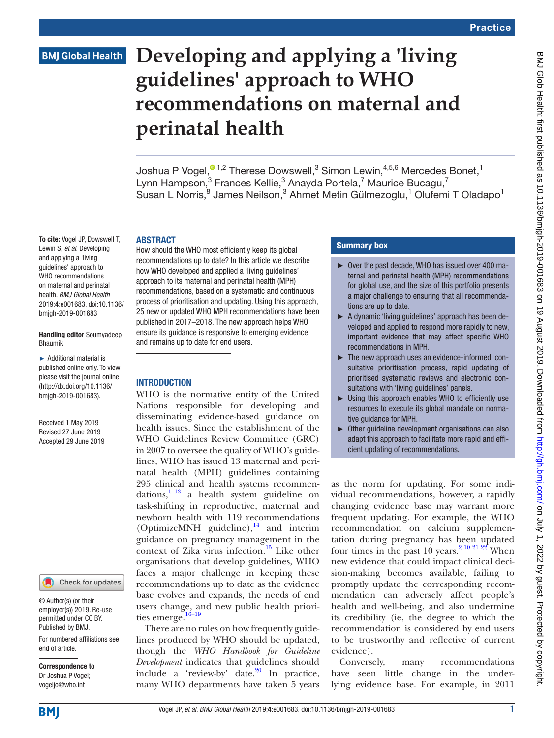# Developing and applying a 'living guidelines' approach to WHO recommendations on maternal and perinatal health

Joshua P Vogel,[1,2] Therese Dowswell,[3] Simon Lewin,[4,5,6] Mercedes Bonet,[1] Lynn Hampson,[3] Frances Kellie,[3] Anayda Portela,[7] Maurice Bucagu,[7] Susan L Norris,[8] James Neilson,[3] Ahmet Metin Gülmezoglu,[1] Olufemi T Oladapo[1]

**To cite:** Vogel JP, Dowswell T, Lewin S, *et al*. Developing and applying a 'living guidelines' approach to WHO recommendations on maternal and perinatal health. *BMJ Global Health* 2019;**4**:e001683. doi:10.1136/bmjgh-2019-001683

**Handling editor** Soumyadeep Bhaumik

► Additional material is published online only. To view please visit the journal online (http://dx.doi.org/10.1136/bmjgh-2019-001683).

Received 1 May 2019
Revised 27 June 2019
Accepted 29 June 2019

© Author(s) (or their employer(s)) 2019. Re-use permitted under CC BY. Published by BMJ.

For numbered affiliations see end of article.

**Correspondence to**
Dr Joshua P Vogel;
vogeljo@who.int

## ABSTRACT

How should the WHO most efficiently keep its global recommendations up to date? In this article we describe how WHO developed and applied a 'living guidelines' approach to its maternal and perinatal health (MPH) recommendations, based on a systematic and continuous process of prioritisation and updating. Using this approach, 25 new or updated WHO MPH recommendations have been published in 2017–2018. The new approach helps WHO ensure its guidance is responsive to emerging evidence and remains up to date for end users.

## Summary box

- Over the past decade, WHO has issued over 400 maternal and perinatal health (MPH) recommendations for global use, and the size of this portfolio presents a major challenge to ensuring that all recommendations are up to date.
- A dynamic 'living guidelines' approach has been developed and applied to respond more rapidly to new, important evidence that may affect specific WHO recommendations in MPH.
- The new approach uses an evidence-informed, consultative prioritisation process, rapid updating of prioritised systematic reviews and electronic consultations with 'living guidelines' panels.
- Using this approach enables WHO to efficiently use resources to execute its global mandate on normative guidance for MPH.
- Other guideline development organisations can also adapt this approach to facilitate more rapid and efficient updating of recommendations.

## INTRODUCTION

WHO is the normative entity of the United Nations responsible for developing and disseminating evidence-based guidance on health issues. Since the establishment of the WHO Guidelines Review Committee (GRC) in 2007 to oversee the quality of WHO's guidelines, WHO has issued 13 maternal and perinatal health (MPH) guidelines containing 295 clinical and health systems recommendations,[1–13] a health system guideline on task-shifting in reproductive, maternal and newborn health with 119 recommendations (OptimizeMNH guideline),[14] and interim guidance on pregnancy management in the context of Zika virus infection.[15] Like other organisations that develop guidelines, WHO faces a major challenge in keeping these recommendations up to date as the evidence base evolves and expands, the needs of end users change, and new public health priorities emerge.[16–19]

There are no rules on how frequently guidelines produced by WHO should be updated, though the *WHO Handbook for Guideline Development* indicates that guidelines should include a 'review-by' date.[20] In practice, many WHO departments have taken 5 years as the norm for updating. For some individual recommendations, however, a rapidly changing evidence base may warrant more frequent updating. For example, the WHO recommendation on calcium supplementation during pregnancy has been updated four times in the past 10 years.[2 10 21 22] When new evidence that could impact clinical decision-making becomes available, failing to promptly update the corresponding recommendation can adversely affect people's health and well-being, and also undermine its credibility (ie, the degree to which the recommendation is considered by end users to be trustworthy and reflective of current evidence).

Conversely, many recommendations have seen little change in the underlying evidence base. For example, in 2011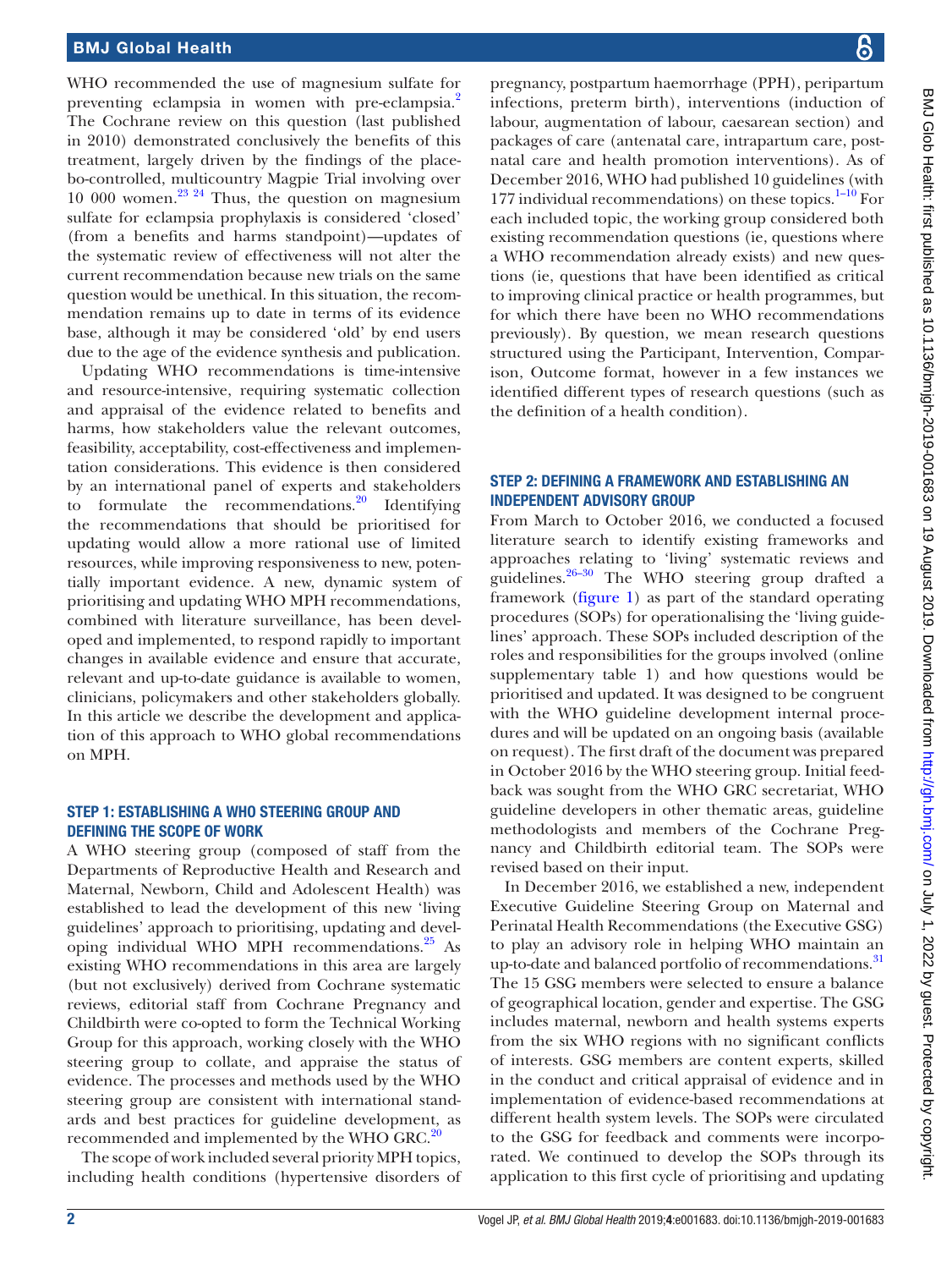WHO recommended the use of magnesium sulfate for preventing eclampsia in women with pre-eclampsia.[2] The Cochrane review on this question (last published in 2010) demonstrated conclusively the benefits of this treatment, largely driven by the findings of the placebo-controlled, multicountry Magpie Trial involving over 10 000 women.[23 24] Thus, the question on magnesium sulfate for eclampsia prophylaxis is considered 'closed' (from a benefits and harms standpoint)—updates of the systematic review of effectiveness will not alter the current recommendation because new trials on the same question would be unethical. In this situation, the recommendation remains up to date in terms of its evidence base, although it may be considered 'old' by end users due to the age of the evidence synthesis and publication.

Updating WHO recommendations is time-intensive and resource-intensive, requiring systematic collection and appraisal of the evidence related to benefits and harms, how stakeholders value the relevant outcomes, feasibility, acceptability, cost-effectiveness and implementation considerations. This evidence is then considered by an international panel of experts and stakeholders to formulate the recommendations.[20] Identifying the recommendations that should be prioritised for updating would allow a more rational use of limited resources, while improving responsiveness to new, potentially important evidence. A new, dynamic system of prioritising and updating WHO MPH recommendations, combined with literature surveillance, has been developed and implemented, to respond rapidly to important changes in available evidence and ensure that accurate, relevant and up-to-date guidance is available to women, clinicians, policymakers and other stakeholders globally. In this article we describe the development and application of this approach to WHO global recommendations on MPH.

## STEP 1: ESTABLISHING A WHO STEERING GROUP AND DEFINING THE SCOPE OF WORK

A WHO steering group (composed of staff from the Departments of Reproductive Health and Research and Maternal, Newborn, Child and Adolescent Health) was established to lead the development of this new 'living guidelines' approach to prioritising, updating and developing individual WHO MPH recommendations.[25] As existing WHO recommendations in this area are largely (but not exclusively) derived from Cochrane systematic reviews, editorial staff from Cochrane Pregnancy and Childbirth were co-opted to form the Technical Working Group for this approach, working closely with the WHO steering group to collate, and appraise the status of evidence. The processes and methods used by the WHO steering group are consistent with international standards and best practices for guideline development, as recommended and implemented by the WHO GRC.[20]

The scope of work included several priority MPH topics, including health conditions (hypertensive disorders of pregnancy, postpartum haemorrhage (PPH), peripartum infections, preterm birth), interventions (induction of labour, augmentation of labour, caesarean section) and packages of care (antenatal care, intrapartum care, postnatal care and health promotion interventions). As of December 2016, WHO had published 10 guidelines (with 177 individual recommendations) on these topics.[1–10] For each included topic, the working group considered both existing recommendation questions (ie, questions where a WHO recommendation already exists) and new questions (ie, questions that have been identified as critical to improving clinical practice or health programmes, but for which there have been no WHO recommendations previously). By question, we mean research questions structured using the Participant, Intervention, Comparison, Outcome format, however in a few instances we identified different types of research questions (such as the definition of a health condition).

## STEP 2: DEFINING A FRAMEWORK AND ESTABLISHING AN INDEPENDENT ADVISORY GROUP

From March to October 2016, we conducted a focused literature search to identify existing frameworks and approaches relating to 'living' systematic reviews and guidelines.[26–30] The WHO steering group drafted a framework (figure 1) as part of the standard operating procedures (SOPs) for operationalising the 'living guidelines' approach. These SOPs included description of the roles and responsibilities for the groups involved (online supplementary table 1) and how questions would be prioritised and updated. It was designed to be congruent with the WHO guideline development internal procedures and will be updated on an ongoing basis (available on request). The first draft of the document was prepared in October 2016 by the WHO steering group. Initial feedback was sought from the WHO GRC secretariat, WHO guideline developers in other thematic areas, guideline methodologists and members of the Cochrane Pregnancy and Childbirth editorial team. The SOPs were revised based on their input.

In December 2016, we established a new, independent Executive Guideline Steering Group on Maternal and Perinatal Health Recommendations (the Executive GSG) to play an advisory role in helping WHO maintain an up-to-date and balanced portfolio of recommendations.[31] The 15 GSG members were selected to ensure a balance of geographical location, gender and expertise. The GSG includes maternal, newborn and health systems experts from the six WHO regions with no significant conflicts of interests. GSG members are content experts, skilled in the conduct and critical appraisal of evidence and in implementation of evidence-based recommendations at different health system levels. The SOPs were circulated to the GSG for feedback and comments were incorporated. We continued to develop the SOPs through its application to this first cycle of prioritising and updating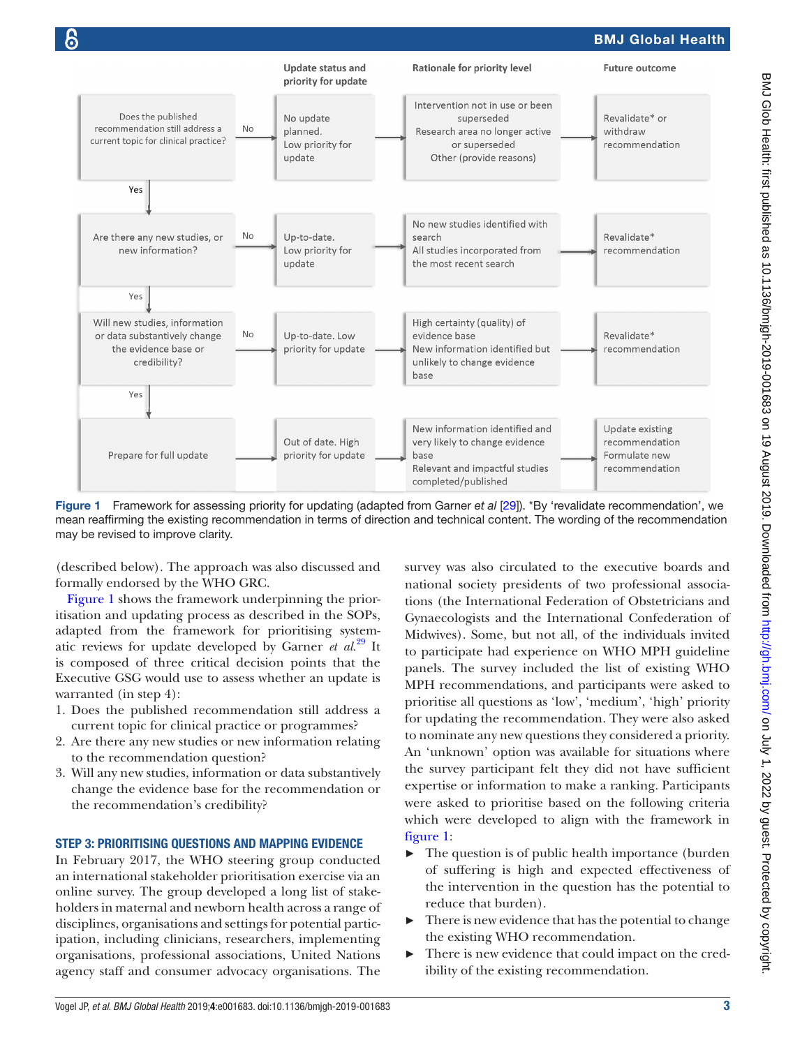| | | Update status and priority for update | Rationale for priority level | Future outcome |
|---|---|---|---|---|
| Does the published recommendation still address a current topic for clinical practice? | No | No update planned. Low priority for update | Intervention not in use or been superseded. Research area no longer active or superseded. Other (provide reasons) | Revalidate* or withdraw recommendation |
| Yes ↓ Are there any new studies, or new information? | No | Up-to-date. Low priority for update | No new studies identified with search. All studies incorporated from the most recent search | Revalidate* recommendation |
| Yes ↓ Will new studies, information or data substantively change the evidence base or credibility? | No | Up-to-date. Low priority for update | High certainty (quality) of evidence base. New information identified but unlikely to change evidence base | Revalidate* recommendation |
| Yes ↓ Prepare for full update | | Out of date. High priority for update | New information identified and very likely to change evidence base. Relevant and impactful studies completed/published | Update existing recommendation. Formulate new recommendation |

**Figure 1** Framework for assessing priority for updating (adapted from Garner *et al* [29]). *By 'revalidate recommendation', we mean reaffirming the existing recommendation in terms of direction and technical content. The wording of the recommendation may be revised to improve clarity.

(described below). The approach was also discussed and formally endorsed by the WHO GRC.

Figure 1 shows the framework underpinning the prioritisation and updating process as described in the SOPs, adapted from the framework for prioritising systematic reviews for update developed by Garner *et al*.[29] It is composed of three critical decision points that the Executive GSG would use to assess whether an update is warranted (in step 4):

1. Does the published recommendation still address a current topic for clinical practice or programmes?
2. Are there any new studies or new information relating to the recommendation question?
3. Will any new studies, information or data substantively change the evidence base for the recommendation or the recommendation's credibility?

## STEP 3: PRIORITISING QUESTIONS AND MAPPING EVIDENCE

In February 2017, the WHO steering group conducted an international stakeholder prioritisation exercise via an online survey. The group developed a long list of stakeholders in maternal and newborn health across a range of disciplines, organisations and settings for potential participation, including clinicians, researchers, implementing organisations, professional associations, United Nations agency staff and consumer advocacy organisations. The survey was also circulated to the executive boards and national society presidents of two professional associations (the International Federation of Obstetricians and Gynaecologists and the International Confederation of Midwives). Some, but not all, of the individuals invited to participate had experience on WHO MPH guideline panels. The survey included the list of existing WHO MPH recommendations, and participants were asked to prioritise all questions as 'low', 'medium', 'high' priority for updating the recommendation. They were also asked to nominate any new questions they considered a priority. An 'unknown' option was available for situations where the survey participant felt they did not have sufficient expertise or information to make a ranking. Participants were asked to prioritise based on the following criteria which were developed to align with the framework in figure 1:

- The question is of public health importance (burden of suffering is high and expected effectiveness of the intervention in the question has the potential to reduce that burden).
- There is new evidence that has the potential to change the existing WHO recommendation.
- There is new evidence that could impact on the credibility of the existing recommendation.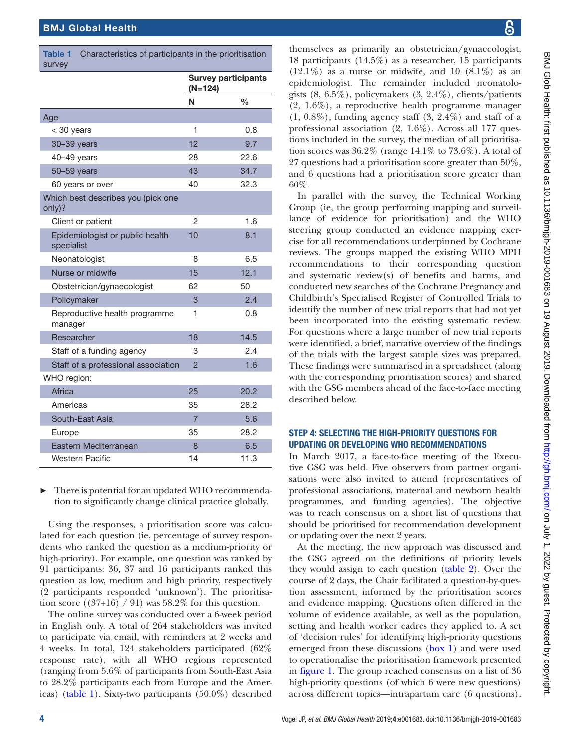**Table 1** Characteristics of participants in the prioritisation survey

| | Survey participants (N=124) | |
|---|---|---|
| | **N** | **%** |
| Age | | |
| < 30 years | 1 | 0.8 |
| 30–39 years | 12 | 9.7 |
| 40–49 years | 28 | 22.6 |
| 50–59 years | 43 | 34.7 |
| 60 years or over | 40 | 32.3 |
| Which best describes you (pick one only)? | | |
| Client or patient | 2 | 1.6 |
| Epidemiologist or public health specialist | 10 | 8.1 |
| Neonatologist | 8 | 6.5 |
| Nurse or midwife | 15 | 12.1 |
| Obstetrician/gynaecologist | 62 | 50 |
| Policymaker | 3 | 2.4 |
| Reproductive health programme manager | 1 | 0.8 |
| Researcher | 18 | 14.5 |
| Staff of a funding agency | 3 | 2.4 |
| Staff of a professional association | 2 | 1.6 |
| WHO region: | | |
| Africa | 25 | 20.2 |
| Americas | 35 | 28.2 |
| South-East Asia | 7 | 5.6 |
| Europe | 35 | 28.2 |
| Eastern Mediterranean | 8 | 6.5 |
| Western Pacific | 14 | 11.3 |

- There is potential for an updated WHO recommendation to significantly change clinical practice globally.

Using the responses, a prioritisation score was calculated for each question (ie, percentage of survey respondents who ranked the question as a medium-priority or high-priority). For example, one question was ranked by 91 participants: 36, 37 and 16 participants ranked this question as low, medium and high priority, respectively (2 participants responded 'unknown'). The prioritisation score ((37+16) / 91) was 58.2% for this question.

The online survey was conducted over a 6-week period in English only. A total of 264 stakeholders was invited to participate via email, with reminders at 2 weeks and 4 weeks. In total, 124 stakeholders participated (62% response rate), with all WHO regions represented (ranging from 5.6% of participants from South-East Asia to 28.2% participants each from Europe and the Americas) (table 1). Sixty-two participants (50.0%) described themselves as primarily an obstetrician/gynaecologist, 18 participants (14.5%) as a researcher, 15 participants (12.1%) as a nurse or midwife, and 10 (8.1%) as an epidemiologist. The remainder included neonatologists (8, 6.5%), policymakers (3, 2.4%), clients/patients (2, 1.6%), a reproductive health programme manager (1, 0.8%), funding agency staff (3, 2.4%) and staff of a professional association (2, 1.6%). Across all 177 questions included in the survey, the median of all prioritisation scores was 36.2% (range 14.1% to 73.6%). A total of 27 questions had a prioritisation score greater than 50%, and 6 questions had a prioritisation score greater than 60%.

In parallel with the survey, the Technical Working Group (ie, the group performing mapping and surveillance of evidence for prioritisation) and the WHO steering group conducted an evidence mapping exercise for all recommendations underpinned by Cochrane reviews. The groups mapped the existing WHO MPH recommendations to their corresponding question and systematic review(s) of benefits and harms, and conducted new searches of the Cochrane Pregnancy and Childbirth's Specialised Register of Controlled Trials to identify the number of new trial reports that had not yet been incorporated into the existing systematic review. For questions where a large number of new trial reports were identified, a brief, narrative overview of the findings of the trials with the largest sample sizes was prepared. These findings were summarised in a spreadsheet (along with the corresponding prioritisation scores) and shared with the GSG members ahead of the face-to-face meeting described below.

## STEP 4: SELECTING THE HIGH-PRIORITY QUESTIONS FOR UPDATING OR DEVELOPING WHO RECOMMENDATIONS

In March 2017, a face-to-face meeting of the Executive GSG was held. Five observers from partner organisations were also invited to attend (representatives of professional associations, maternal and newborn health programmes, and funding agencies). The objective was to reach consensus on a short list of questions that should be prioritised for recommendation development or updating over the next 2 years.

At the meeting, the new approach was discussed and the GSG agreed on the definitions of priority levels they would assign to each question (table 2). Over the course of 2 days, the Chair facilitated a question-by-question assessment, informed by the prioritisation scores and evidence mapping. Questions often differed in the volume of evidence available, as well as the population, setting and health worker cadres they applied to. A set of 'decision rules' for identifying high-priority questions emerged from these discussions (box 1) and were used to operationalise the prioritisation framework presented in figure 1. The group reached consensus on a list of 36 high-priority questions (of which 6 were new questions) across different topics—intrapartum care (6 questions),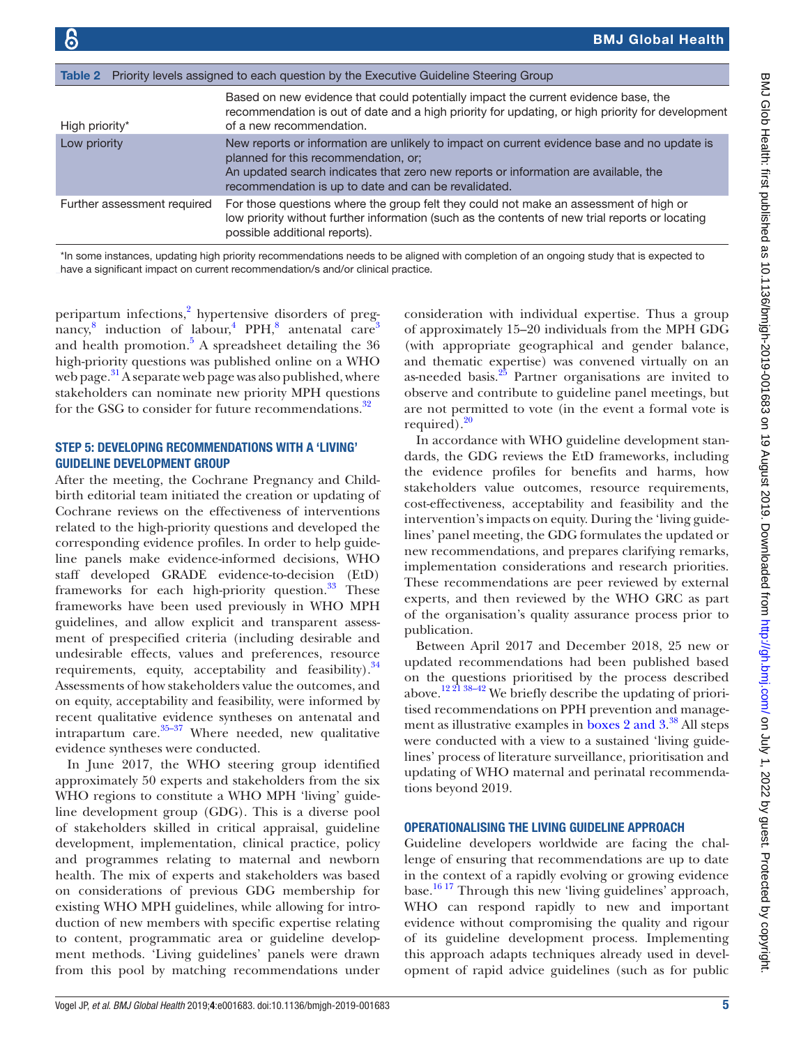Table 2 Priority levels assigned to each question by the Executive Guideline Steering Group

| | |
|---|---|
| High priority* | Based on new evidence that could potentially impact the current evidence base, the recommendation is out of date and a high priority for updating, or high priority for development of a new recommendation. |
| Low priority | New reports or information are unlikely to impact on current evidence base and no update is planned for this recommendation, or;<br>An updated search indicates that zero new reports or information are available, the recommendation is up to date and can be revalidated. |
| Further assessment required | For those questions where the group felt they could not make an assessment of high or low priority without further information (such as the contents of new trial reports or locating possible additional reports). |

*In some instances, updating high priority recommendations needs to be aligned with completion of an ongoing study that is expected to have a significant impact on current recommendation/s and/or clinical practice.

peripartum infections,[2] hypertensive disorders of pregnancy,[8] induction of labour,[4] PPH,[8] antenatal care[3] and health promotion.[5] A spreadsheet detailing the 36 high-priority questions was published online on a WHO web page.[31] A separate web page was also published, where stakeholders can nominate new priority MPH questions for the GSG to consider for future recommendations.[32]

## STEP 5: DEVELOPING RECOMMENDATIONS WITH A 'LIVING' GUIDELINE DEVELOPMENT GROUP

After the meeting, the Cochrane Pregnancy and Childbirth editorial team initiated the creation or updating of Cochrane reviews on the effectiveness of interventions related to the high-priority questions and developed the corresponding evidence profiles. In order to help guideline panels make evidence-informed decisions, WHO staff developed GRADE evidence-to-decision (EtD) frameworks for each high-priority question.[33] These frameworks have been used previously in WHO MPH guidelines, and allow explicit and transparent assessment of prespecified criteria (including desirable and undesirable effects, values and preferences, resource requirements, equity, acceptability and feasibility).[34] Assessments of how stakeholders value the outcomes, and on equity, acceptability and feasibility, were informed by recent qualitative evidence syntheses on antenatal and intrapartum care.[35–37] Where needed, new qualitative evidence syntheses were conducted.

In June 2017, the WHO steering group identified approximately 50 experts and stakeholders from the six WHO regions to constitute a WHO MPH 'living' guideline development group (GDG). This is a diverse pool of stakeholders skilled in critical appraisal, guideline development, implementation, clinical practice, policy and programmes relating to maternal and newborn health. The mix of experts and stakeholders was based on considerations of previous GDG membership for existing WHO MPH guidelines, while allowing for introduction of new members with specific expertise relating to content, programmatic area or guideline development methods. 'Living guidelines' panels were drawn from this pool by matching recommendations under consideration with individual expertise. Thus a group of approximately 15–20 individuals from the MPH GDG (with appropriate geographical and gender balance, and thematic expertise) was convened virtually on an as-needed basis.[25] Partner organisations are invited to observe and contribute to guideline panel meetings, but are not permitted to vote (in the event a formal vote is required).[20]

In accordance with WHO guideline development standards, the GDG reviews the EtD frameworks, including the evidence profiles for benefits and harms, how stakeholders value outcomes, resource requirements, cost-effectiveness, acceptability and feasibility and the intervention's impacts on equity. During the 'living guidelines' panel meeting, the GDG formulates the updated or new recommendations, and prepares clarifying remarks, implementation considerations and research priorities. These recommendations are peer reviewed by external experts, and then reviewed by the WHO GRC as part of the organisation's quality assurance process prior to publication.

Between April 2017 and December 2018, 25 new or updated recommendations had been published based on the questions prioritised by the process described above.[12 21 38–42] We briefly describe the updating of prioritised recommendations on PPH prevention and management as illustrative examples in boxes 2 and 3.[38] All steps were conducted with a view to a sustained 'living guidelines' process of literature surveillance, prioritisation and updating of WHO maternal and perinatal recommendations beyond 2019.

## OPERATIONALISING THE LIVING GUIDELINE APPROACH

Guideline developers worldwide are facing the challenge of ensuring that recommendations are up to date in the context of a rapidly evolving or growing evidence base.[16 17] Through this new 'living guidelines' approach, WHO can respond rapidly to new and important evidence without compromising the quality and rigour of its guideline development process. Implementing this approach adapts techniques already used in development of rapid advice guidelines (such as for public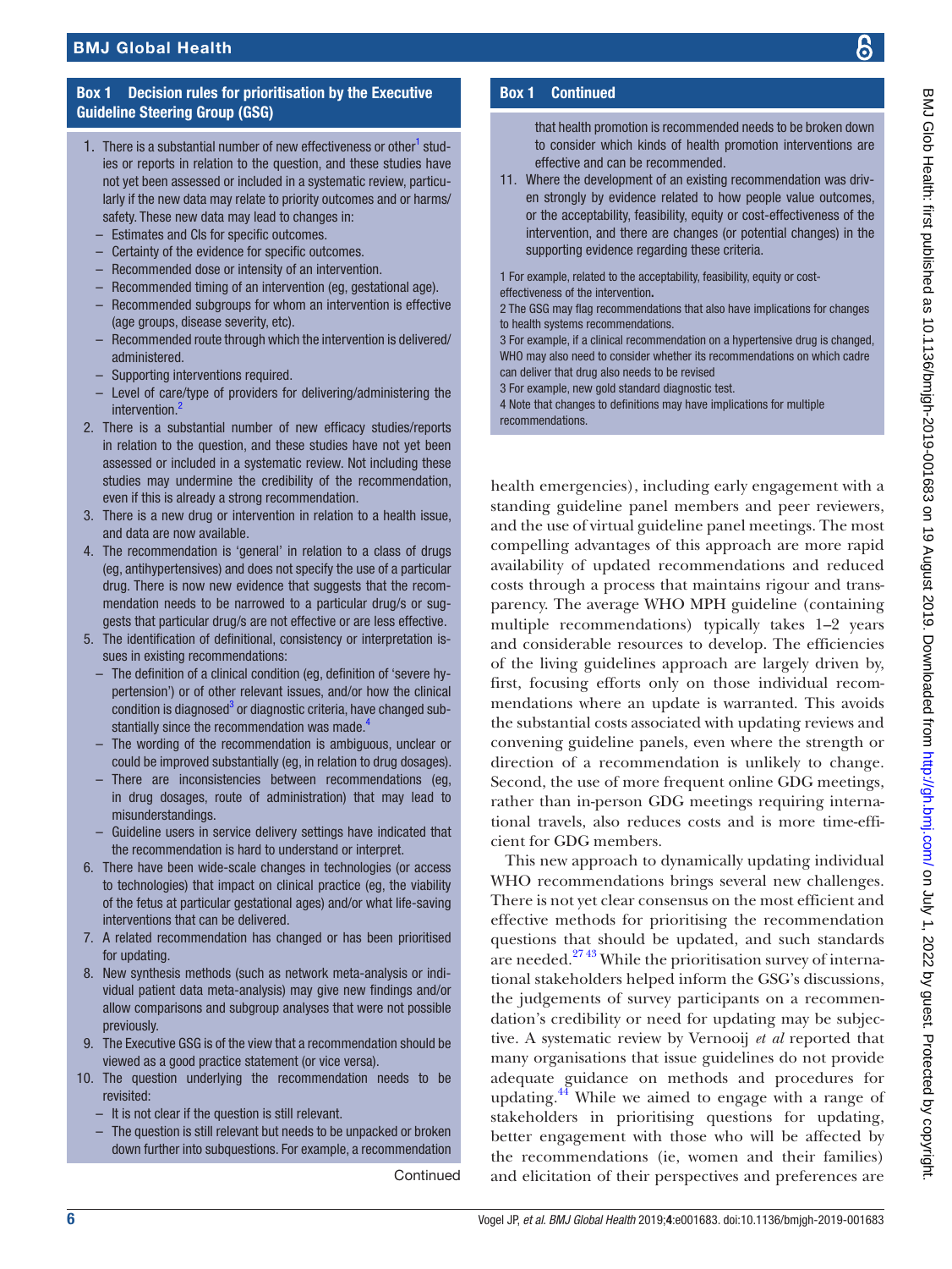## Box 1 Decision rules for prioritisation by the Executive Guideline Steering Group (GSG)

1. There is a substantial number of new effectiveness or other[1] studies or reports in relation to the question, and these studies have not yet been assessed or included in a systematic review, particularly if the new data may relate to priority outcomes and or harms/safety. These new data may lead to changes in:
   - Estimates and CIs for specific outcomes.
   - Certainty of the evidence for specific outcomes.
   - Recommended dose or intensity of an intervention.
   - Recommended timing of an intervention (eg, gestational age).
   - Recommended subgroups for whom an intervention is effective (age groups, disease severity, etc).
   - Recommended route through which the intervention is delivered/administered.
   - Supporting interventions required.
   - Level of care/type of providers for delivering/administering the intervention.[2]
2. There is a substantial number of new efficacy studies/reports in relation to the question, and these studies have not yet been assessed or included in a systematic review. Not including these studies may undermine the credibility of the recommendation, even if this is already a strong recommendation.
3. There is a new drug or intervention in relation to a health issue, and data are now available.
4. The recommendation is 'general' in relation to a class of drugs (eg, antihypertensives) and does not specify the use of a particular drug. There is now new evidence that suggests that the recommendation needs to be narrowed to a particular drug/s or suggests that particular drug/s are not effective or are less effective.
5. The identification of definitional, consistency or interpretation issues in existing recommendations:
   - The definition of a clinical condition (eg, definition of 'severe hypertension') or of other relevant issues, and/or how the clinical condition is diagnosed[3] or diagnostic criteria, have changed substantially since the recommendation was made.[4]
   - The wording of the recommendation is ambiguous, unclear or could be improved substantially (eg, in relation to drug dosages).
   - There are inconsistencies between recommendations (eg, in drug dosages, route of administration) that may lead to misunderstandings.
   - Guideline users in service delivery settings have indicated that the recommendation is hard to understand or interpret.
6. There have been wide-scale changes in technologies (or access to technologies) that impact on clinical practice (eg, the viability of the fetus at particular gestational ages) and/or what life-saving interventions that can be delivered.
7. A related recommendation has changed or has been prioritised for updating.
8. New synthesis methods (such as network meta-analysis or individual patient data meta-analysis) may give new findings and/or allow comparisons and subgroup analyses that were not possible previously.
9. The Executive GSG is of the view that a recommendation should be viewed as a good practice statement (or vice versa).
10. The question underlying the recommendation needs to be revisited:
    - It is not clear if the question is still relevant.
    - The question is still relevant but needs to be unpacked or broken down further into subquestions. For example, a recommendation that health promotion is recommended needs to be broken down to consider which kinds of health promotion interventions are effective and can be recommended.
11. Where the development of an existing recommendation was driven strongly by evidence related to how people value outcomes, or the acceptability, feasibility, equity or cost-effectiveness of the intervention, and there are changes (or potential changes) in the supporting evidence regarding these criteria.

1 For example, related to the acceptability, feasibility, equity or cost-effectiveness of the intervention.
2 The GSG may flag recommendations that also have implications for changes to health systems recommendations.
3 For example, if a clinical recommendation on a hypertensive drug is changed, WHO may also need to consider whether its recommendations on which cadre can deliver that drug also needs to be revised
3 For example, new gold standard diagnostic test.
4 Note that changes to definitions may have implications for multiple recommendations.

health emergencies), including early engagement with a standing guideline panel members and peer reviewers, and the use of virtual guideline panel meetings. The most compelling advantages of this approach are more rapid availability of updated recommendations and reduced costs through a process that maintains rigour and transparency. The average WHO MPH guideline (containing multiple recommendations) typically takes 1–2 years and considerable resources to develop. The efficiencies of the living guidelines approach are largely driven by, first, focusing efforts only on those individual recommendations where an update is warranted. This avoids the substantial costs associated with updating reviews and convening guideline panels, even where the strength or direction of a recommendation is unlikely to change. Second, the use of more frequent online GDG meetings, rather than in-person GDG meetings requiring international travels, also reduces costs and is more time-efficient for GDG members.

This new approach to dynamically updating individual WHO recommendations brings several new challenges. There is not yet clear consensus on the most efficient and effective methods for prioritising the recommendation questions that should be updated, and such standards are needed.[27,43] While the prioritisation survey of international stakeholders helped inform the GSG's discussions, the judgements of survey participants on a recommendation's credibility or need for updating may be subjective. A systematic review by Vernooij *et al* reported that many organisations that issue guidelines do not provide adequate guidance on methods and procedures for updating.[44] While we aimed to engage with a range of stakeholders in prioritising questions for updating, better engagement with those who will be affected by the recommendations (ie, women and their families) and elicitation of their perspectives and preferences are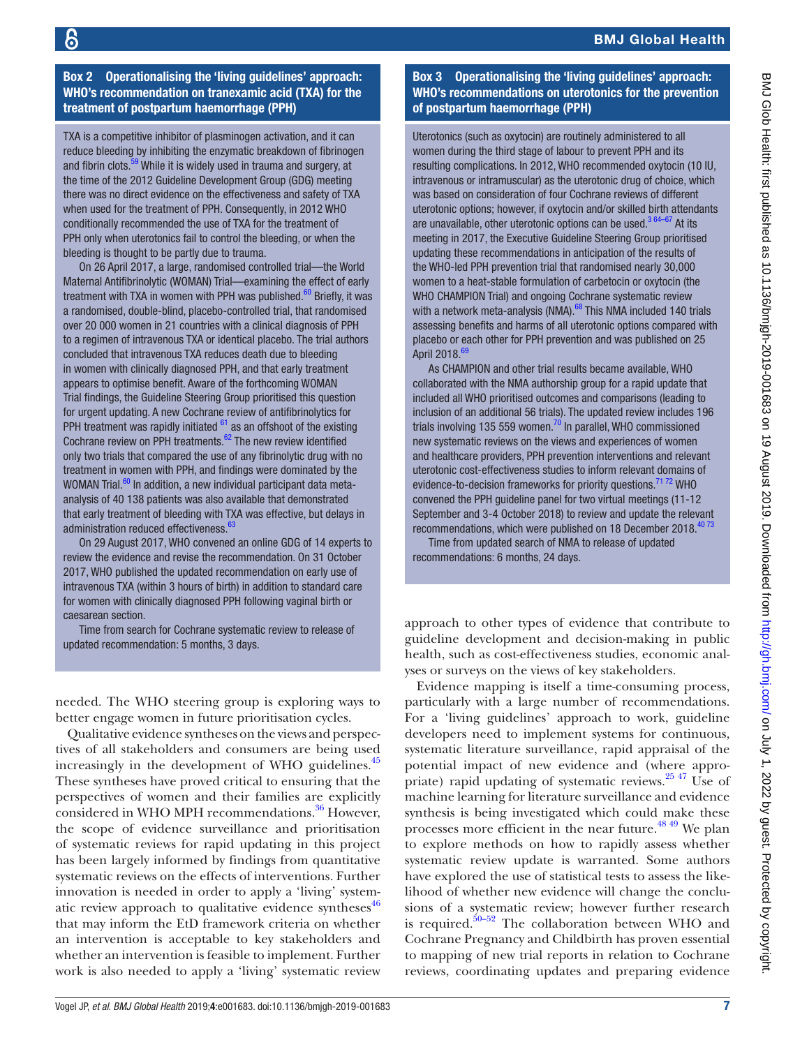**Box 2 Operationalising the 'living guidelines' approach: WHO's recommendation on tranexamic acid (TXA) for the treatment of postpartum haemorrhage (PPH)**

TXA is a competitive inhibitor of plasminogen activation, and it can reduce bleeding by inhibiting the enzymatic breakdown of fibrinogen and fibrin clots.[59] While it is widely used in trauma and surgery, at the time of the 2012 Guideline Development Group (GDG) meeting there was no direct evidence on the effectiveness and safety of TXA when used for the treatment of PPH. Consequently, in 2012 WHO conditionally recommended the use of TXA for the treatment of PPH only when uterotonics fail to control the bleeding, or when the bleeding is thought to be partly due to trauma.

On 26 April 2017, a large, randomised controlled trial—the World Maternal Antifibrinolytic (WOMAN) Trial—examining the effect of early treatment with TXA in women with PPH was published.[60] Briefly, it was a randomised, double-blind, placebo-controlled trial, that randomised over 20 000 women in 21 countries with a clinical diagnosis of PPH to a regimen of intravenous TXA or identical placebo. The trial authors concluded that intravenous TXA reduces death due to bleeding in women with clinically diagnosed PPH, and that early treatment appears to optimise benefit. Aware of the forthcoming WOMAN Trial findings, the Guideline Steering Group prioritised this question for urgent updating. A new Cochrane review of antifibrinolytics for PPH treatment was rapidly initiated [61] as an offshoot of the existing Cochrane review on PPH treatments.[62] The new review identified only two trials that compared the use of any fibrinolytic drug with no treatment in women with PPH, and findings were dominated by the WOMAN Trial.[60] In addition, a new individual participant data meta-analysis of 40 138 patients was also available that demonstrated that early treatment of bleeding with TXA was effective, but delays in administration reduced effectiveness.[63]

On 29 August 2017, WHO convened an online GDG of 14 experts to review the evidence and revise the recommendation. On 31 October 2017, WHO published the updated recommendation on early use of intravenous TXA (within 3 hours of birth) in addition to standard care for women with clinically diagnosed PPH following vaginal birth or caesarean section.

Time from search for Cochrane systematic review to release of updated recommendation: 5 months, 3 days.

**Box 3 Operationalising the 'living guidelines' approach: WHO's recommendations on uterotonics for the prevention of postpartum haemorrhage (PPH)**

Uterotonics (such as oxytocin) are routinely administered to all women during the third stage of labour to prevent PPH and its resulting complications. In 2012, WHO recommended oxytocin (10 IU, intravenous or intramuscular) as the uterotonic drug of choice, which was based on consideration of four Cochrane reviews of different uterotonic options; however, if oxytocin and/or skilled birth attendants are unavailable, other uterotonic options can be used.[3 64–67] At its meeting in 2017, the Executive Guideline Steering Group prioritised updating these recommendations in anticipation of the results of the WHO-led PPH prevention trial that randomised nearly 30,000 women to a heat-stable formulation of carbetocin or oxytocin (the WHO CHAMPION Trial) and ongoing Cochrane systematic review with a network meta-analysis (NMA).[68] This NMA included 140 trials assessing benefits and harms of all uterotonic options compared with placebo or each other for PPH prevention and was published on 25 April 2018.[69]

As CHAMPION and other trial results became available, WHO collaborated with the NMA authorship group for a rapid update that included all WHO prioritised outcomes and comparisons (leading to inclusion of an additional 56 trials). The updated review includes 196 trials involving 135 559 women.[70] In parallel, WHO commissioned new systematic reviews on the views and experiences of women and healthcare providers, PPH prevention interventions and relevant uterotonic cost-effectiveness studies to inform relevant domains of evidence-to-decision frameworks for priority questions.[71 72] WHO convened the PPH guideline panel for two virtual meetings (11-12 September and 3-4 October 2018) to review and update the relevant recommendations, which were published on 18 December 2018.[40 73]

Time from updated search of NMA to release of updated recommendations: 6 months, 24 days.

needed. The WHO steering group is exploring ways to better engage women in future prioritisation cycles.

Qualitative evidence syntheses on the views and perspectives of all stakeholders and consumers are being used increasingly in the development of WHO guidelines.[45] These syntheses have proved critical to ensuring that the perspectives of women and their families are explicitly considered in WHO MPH recommendations.[36] However, the scope of evidence surveillance and prioritisation of systematic reviews for rapid updating in this project has been largely informed by findings from quantitative systematic reviews on the effects of interventions. Further innovation is needed in order to apply a 'living' systematic review approach to qualitative evidence syntheses[46] that may inform the EtD framework criteria on whether an intervention is acceptable to key stakeholders and whether an intervention is feasible to implement. Further work is also needed to apply a 'living' systematic review approach to other types of evidence that contribute to guideline development and decision-making in public health, such as cost-effectiveness studies, economic analyses or surveys on the views of key stakeholders.

Evidence mapping is itself a time-consuming process, particularly with a large number of recommendations. For a 'living guidelines' approach to work, guideline developers need to implement systems for continuous, systematic literature surveillance, rapid appraisal of the potential impact of new evidence and (where appropriate) rapid updating of systematic reviews.[25 47] Use of machine learning for literature surveillance and evidence synthesis is being investigated which could make these processes more efficient in the near future.[48 49] We plan to explore methods on how to rapidly assess whether systematic review update is warranted. Some authors have explored the use of statistical tests to assess the likelihood of whether new evidence will change the conclusions of a systematic review; however further research is required.[50–52] The collaboration between WHO and Cochrane Pregnancy and Childbirth has proven essential to mapping of new trial reports in relation to Cochrane reviews, coordinating updates and preparing evidence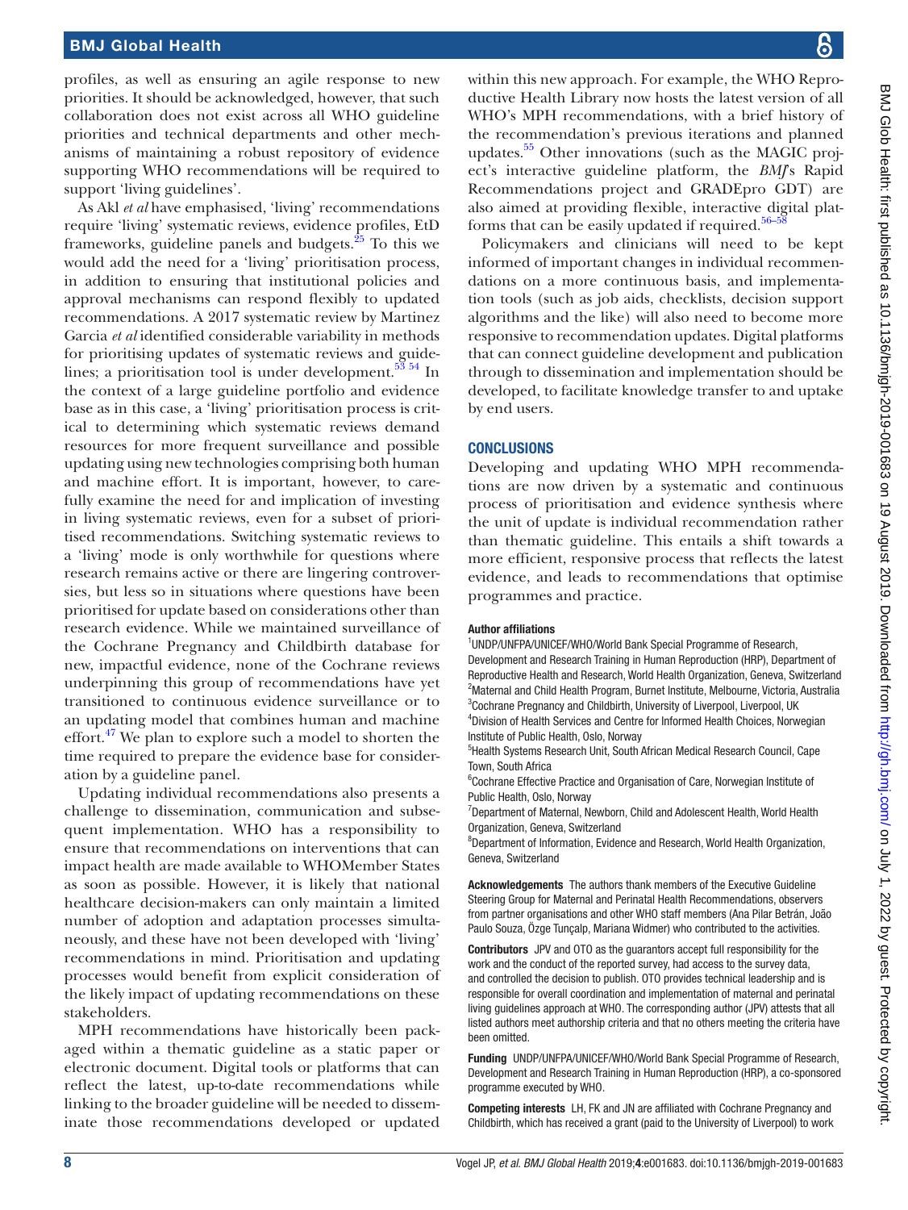profiles, as well as ensuring an agile response to new priorities. It should be acknowledged, however, that such collaboration does not exist across all WHO guideline priorities and technical departments and other mechanisms of maintaining a robust repository of evidence supporting WHO recommendations will be required to support 'living guidelines'.

As Akl *et al* have emphasised, 'living' recommendations require 'living' systematic reviews, evidence profiles, EtD frameworks, guideline panels and budgets.[25] To this we would add the need for a 'living' prioritisation process, in addition to ensuring that institutional policies and approval mechanisms can respond flexibly to updated recommendations. A 2017 systematic review by Martinez Garcia *et al* identified considerable variability in methods for prioritising updates of systematic reviews and guidelines; a prioritisation tool is under development.[53 54] In the context of a large guideline portfolio and evidence base as in this case, a 'living' prioritisation process is critical to determining which systematic reviews demand resources for more frequent surveillance and possible updating using new technologies comprising both human and machine effort. It is important, however, to carefully examine the need for and implication of investing in living systematic reviews, even for a subset of prioritised recommendations. Switching systematic reviews to a 'living' mode is only worthwhile for questions where research remains active or there are lingering controversies, but less so in situations where questions have been prioritised for update based on considerations other than research evidence. While we maintained surveillance of the Cochrane Pregnancy and Childbirth database for new, impactful evidence, none of the Cochrane reviews underpinning this group of recommendations have yet transitioned to continuous evidence surveillance or to an updating model that combines human and machine effort.[47] We plan to explore such a model to shorten the time required to prepare the evidence base for consideration by a guideline panel.

Updating individual recommendations also presents a challenge to dissemination, communication and subsequent implementation. WHO has a responsibility to ensure that recommendations on interventions that can impact health are made available to WHOMember States as soon as possible. However, it is likely that national healthcare decision-makers can only maintain a limited number of adoption and adaptation processes simultaneously, and these have not been developed with 'living' recommendations in mind. Prioritisation and updating processes would benefit from explicit consideration of the likely impact of updating recommendations on these stakeholders.

MPH recommendations have historically been packaged within a thematic guideline as a static paper or electronic document. Digital tools or platforms that can reflect the latest, up-to-date recommendations while linking to the broader guideline will be needed to disseminate those recommendations developed or updated within this new approach. For example, the WHO Reproductive Health Library now hosts the latest version of all WHO's MPH recommendations, with a brief history of the recommendation's previous iterations and planned updates.[55] Other innovations (such as the MAGIC project's interactive guideline platform, the *BMJ*'s Rapid Recommendations project and GRADEpro GDT) are also aimed at providing flexible, interactive digital platforms that can be easily updated if required.[56–58]

Policymakers and clinicians will need to be kept informed of important changes in individual recommendations on a more continuous basis, and implementation tools (such as job aids, checklists, decision support algorithms and the like) will also need to become more responsive to recommendation updates. Digital platforms that can connect guideline development and publication through to dissemination and implementation should be developed, to facilitate knowledge transfer to and uptake by end users.

## CONCLUSIONS

Developing and updating WHO MPH recommendations are now driven by a systematic and continuous process of prioritisation and evidence synthesis where the unit of update is individual recommendation rather than thematic guideline. This entails a shift towards a more efficient, responsive process that reflects the latest evidence, and leads to recommendations that optimise programmes and practice.

**Author affiliations**

[1]UNDP/UNFPA/UNICEF/WHO/World Bank Special Programme of Research, Development and Research Training in Human Reproduction (HRP), Department of Reproductive Health and Research, World Health Organization, Geneva, Switzerland
[2]Maternal and Child Health Program, Burnet Institute, Melbourne, Victoria, Australia
[3]Cochrane Pregnancy and Childbirth, University of Liverpool, Liverpool, UK
[4]Division of Health Services and Centre for Informed Health Choices, Norwegian Institute of Public Health, Oslo, Norway
[5]Health Systems Research Unit, South African Medical Research Council, Cape Town, South Africa
[6]Cochrane Effective Practice and Organisation of Care, Norwegian Institute of Public Health, Oslo, Norway
[7]Department of Maternal, Newborn, Child and Adolescent Health, World Health Organization, Geneva, Switzerland
[8]Department of Information, Evidence and Research, World Health Organization, Geneva, Switzerland

**Acknowledgements** The authors thank members of the Executive Guideline Steering Group for Maternal and Perinatal Health Recommendations, observers from partner organisations and other WHO staff members (Ana Pilar Betrán, João Paulo Souza, Özge Tunçalp, Mariana Widmer) who contributed to the activities.

**Contributors** JPV and OTO as the guarantors accept full responsibility for the work and the conduct of the reported survey, had access to the survey data, and controlled the decision to publish. OTO provides technical leadership and is responsible for overall coordination and implementation of maternal and perinatal living guidelines approach at WHO. The corresponding author (JPV) attests that all listed authors meet authorship criteria and that no others meeting the criteria have been omitted.

**Funding** UNDP/UNFPA/UNICEF/WHO/World Bank Special Programme of Research, Development and Research Training in Human Reproduction (HRP), a co-sponsored programme executed by WHO.

**Competing interests** LH, FK and JN are affiliated with Cochrane Pregnancy and Childbirth, which has received a grant (paid to the University of Liverpool) to work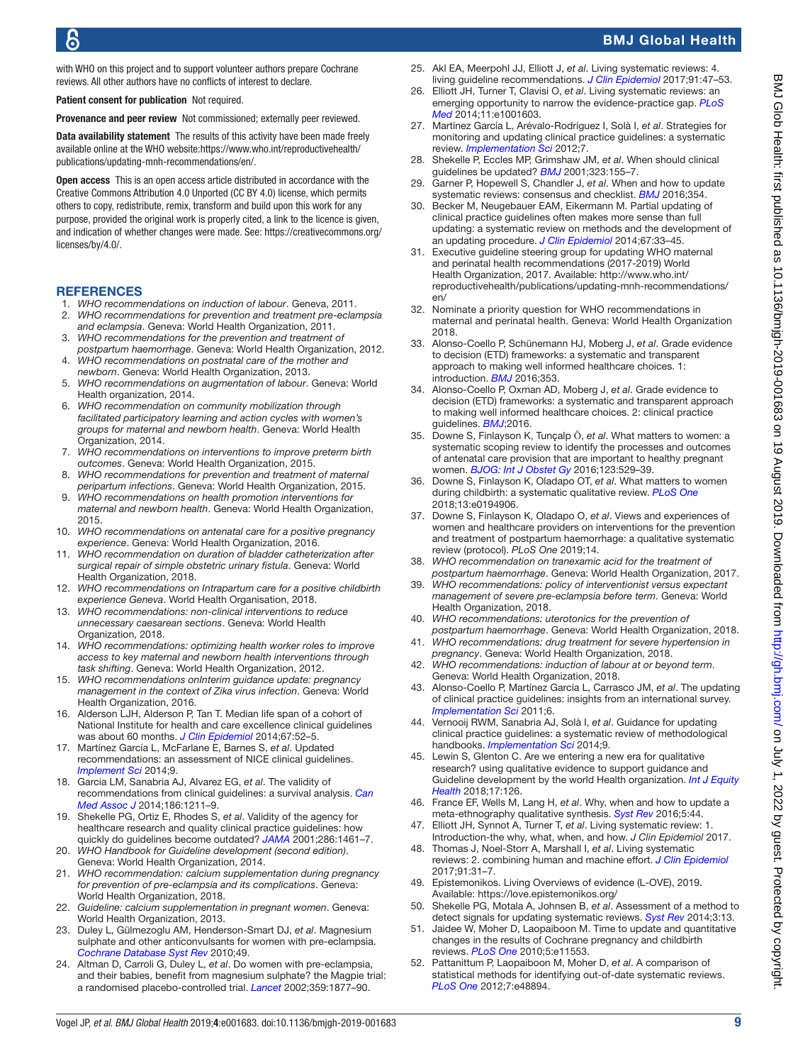with WHO on this project and to support volunteer authors prepare Cochrane reviews. All other authors have no conflicts of interest to declare.

**Patient consent for publication** Not required.

**Provenance and peer review** Not commissioned; externally peer reviewed.

**Data availability statement** The results of this activity have been made freely available online at the WHO website:https://www.who.int/reproductivehealth/publications/updating-mnh-recommendations/en/.

**Open access** This is an open access article distributed in accordance with the Creative Commons Attribution 4.0 Unported (CC BY 4.0) license, which permits others to copy, redistribute, remix, transform and build upon this work for any purpose, provided the original work is properly cited, a link to the licence is given, and indication of whether changes were made. See: https://creativecommons.org/licenses/by/4.0/.

## REFERENCES

1. *WHO recommendations on induction of labour*. Geneva, 2011.
2. *WHO recommendations for prevention and treatment pre-eclampsia and eclampsia*. Geneva: World Health Organization, 2011.
3. *WHO recommendations for the prevention and treatment of postpartum haemorrhage*. Geneva: World Health Organization, 2012.
4. *WHO recommendations on postnatal care of the mother and newborn*. Geneva: World Health Organization, 2013.
5. *WHO recommendations on augmentation of labour*. Geneva: World Health organization, 2014.
6. *WHO recommendation on community mobilization through facilitated participatory learning and action cycles with women's groups for maternal and newborn health*. Geneva: World Health Organization, 2014.
7. *WHO recommendations on interventions to improve preterm birth outcomes*. Geneva: World Health Organization, 2015.
8. *WHO recommendations for prevention and treatment of maternal peripartum infections*. Geneva: World Health Organization, 2015.
9. *WHO recommendations on health promotion interventions for maternal and newborn health*. Geneva: World Health Organization, 2015.
10. *WHO recommendations on antenatal care for a positive pregnancy experience*. Geneva: World Health Organization, 2016.
11. *WHO recommendation on duration of bladder catheterization after surgical repair of simple obstetric urinary fistula*. Geneva: World Health Organization, 2018.
12. *WHO recommendations on Intrapartum care for a positive childbirth experience Geneva*. World Health Organisation, 2018.
13. *WHO recommendations: non-clinical interventions to reduce unnecessary caesarean sections*. Geneva: World Health Organization, 2018.
14. *WHO recommendations: optimizing health worker roles to improve access to key maternal and newborn health interventions through task shifting*. Geneva: World Health Organization, 2012.
15. *WHO recommendations onInterim guidance update: pregnancy management in the context of Zika virus infection*. Geneva: World Health Organization, 2016.
16. Alderson LJH, Alderson P, Tan T. Median life span of a cohort of National Institute for health and care excellence clinical guidelines was about 60 months. *J Clin Epidemiol* 2014;67:52–5.
17. Martínez García L, McFarlane E, Barnes S, *et al*. Updated recommendations: an assessment of NICE clinical guidelines. *Implement Sci* 2014;9.
18. Garcia LM, Sanabria AJ, Alvarez EG, *et al*. The validity of recommendations from clinical guidelines: a survival analysis. *Can Med Assoc J* 2014;186:1211–9.
19. Shekelle PG, Ortiz E, Rhodes S, *et al*. Validity of the agency for healthcare research and quality clinical practice guidelines: how quickly do guidelines become outdated? *JAMA* 2001;286:1461–7.
20. *WHO Handbook for Guideline development (second edition)*. Geneva: World Health Organization, 2014.
21. *WHO recommendation: calcium supplementation during pregnancy for prevention of pre-eclampsia and its complications*. Geneva: World Health Organization, 2018.
22. *Guideline: calcium supplementation in pregnant women*. Geneva: World Health Organization, 2013.
23. Duley L, Gülmezoglu AM, Henderson-Smart DJ, *et al*. Magnesium sulphate and other anticonvulsants for women with pre-eclampsia. *Cochrane Database Syst Rev* 2010;49.
24. Altman D, Carroli G, Duley L, *et al*. Do women with pre-eclampsia, and their babies, benefit from magnesium sulphate? The Magpie trial: a randomised placebo-controlled trial. *Lancet* 2002;359:1877–90.
25. Akl EA, Meerpohl JJ, Elliott J, *et al*. Living systematic reviews: 4. living guideline recommendations. *J Clin Epidemiol* 2017;91:47–53.
26. Elliott JH, Turner T, Clavisi O, *et al*. Living systematic reviews: an emerging opportunity to narrow the evidence-practice gap. *PLoS Med* 2014;11:e1001603.
27. Martínez García L, Arévalo-Rodríguez I, Solà I, *et al*. Strategies for monitoring and updating clinical practice guidelines: a systematic review. *Implementation Sci* 2012;7.
28. Shekelle P, Eccles MP, Grimshaw JM, *et al*. When should clinical guidelines be updated? *BMJ* 2001;323:155–7.
29. Garner P, Hopewell S, Chandler J, *et al*. When and how to update systematic reviews: consensus and checklist. *BMJ* 2016;354.
30. Becker M, Neugebauer EAM, Eikermann M. Partial updating of clinical practice guidelines often makes more sense than full updating: a systematic review on methods and the development of an updating procedure. *J Clin Epidemiol* 2014;67:33–45.
31. Executive guideline steering group for updating WHO maternal and perinatal health recommendations (2017-2019) World Health Organization, 2017. Available: http://www.who.int/reproductivehealth/publications/updating-mnh-recommendations/en/
32. Nominate a priority question for WHO recommendations in maternal and perinatal health. Geneva: World Health Organization 2018.
33. Alonso-Coello P, Schünemann HJ, Moberg J, *et al*. Grade evidence to decision (ETD) frameworks: a systematic and transparent approach to making well informed healthcare choices. 1: introduction. *BMJ* 2016;353.
34. Alonso-Coello P, Oxman AD, Moberg J, *et al*. Grade evidence to decision (ETD) frameworks: a systematic and transparent approach to making well informed healthcare choices. 2: clinical practice guidelines. *BMJ*;2016.
35. Downe S, Finlayson K, Tunçalp Ö, *et al*. What matters to women: a systematic scoping review to identify the processes and outcomes of antenatal care provision that are important to healthy pregnant women. *BJOG: Int J Obstet Gy* 2016;123:529–39.
36. Downe S, Finlayson K, Oladapo OT, *et al*. What matters to women during childbirth: a systematic qualitative review. *PLoS One* 2018;13:e0194906.
37. Downe S, Finlayson K, Oladapo O, *et al*. Views and experiences of women and healthcare providers on interventions for the prevention and treatment of postpartum haemorrhage: a qualitative systematic review (protocol). *PLoS One* 2019;14.
38. *WHO recommendation on tranexamic acid for the treatment of postpartum haemorrhage*. Geneva: World Health Organization, 2017.
39. *WHO recommendations: policy of interventionist versus expectant management of severe pre-eclampsia before term*. Geneva: World Health Organization, 2018.
40. *WHO recommendations: uterotonics for the prevention of postpartum haemorrhage*. Geneva: World Health Organization, 2018.
41. *WHO recommendations: drug treatment for severe hypertension in pregnancy*. Geneva: World Health Organization, 2018.
42. *WHO recommendations: induction of labour at or beyond term*. Geneva: World Health Organization, 2018.
43. Alonso-Coello P, Martínez García L, Carrasco JM, *et al*. The updating of clinical practice guidelines: insights from an international survey. *Implementation Sci* 2011;6.
44. Vernooij RWM, Sanabria AJ, Solà I, *et al*. Guidance for updating clinical practice guidelines: a systematic review of methodological handbooks. *Implementation Sci* 2014;9.
45. Lewin S, Glenton C. Are we entering a new era for qualitative research? using qualitative evidence to support guidance and Guideline development by the world Health organization. *Int J Equity Health* 2018;17:126.
46. France EF, Wells M, Lang H, *et al*. Why, when and how to update a meta-ethnography qualitative synthesis. *Syst Rev* 2016;5:44.
47. Elliott JH, Synnot A, Turner T, *et al*. Living systematic review: 1. Introduction-the why, what, when, and how. *J Clin Epidemiol* 2017.
48. Thomas J, Noel-Storr A, Marshall I, *et al*. Living systematic reviews: 2. combining human and machine effort. *J Clin Epidemiol* 2017;91:31–7.
49. Epistemonikos. Living Overviews of evidence (L-OVE), 2019. Available: https://love.epistemonikos.org/
50. Shekelle PG, Motala A, Johnsen B, *et al*. Assessment of a method to detect signals for updating systematic reviews. *Syst Rev* 2014;3:13.
51. Jaidee W, Moher D, Laopaiboon M. Time to update and quantitative changes in the results of Cochrane pregnancy and childbirth reviews. *PLoS One* 2010;5:e11553.
52. Pattanittum P, Laopaiboon M, Moher D, *et al*. A comparison of statistical methods for identifying out-of-date systematic reviews. *PLoS One* 2012;7:e48894.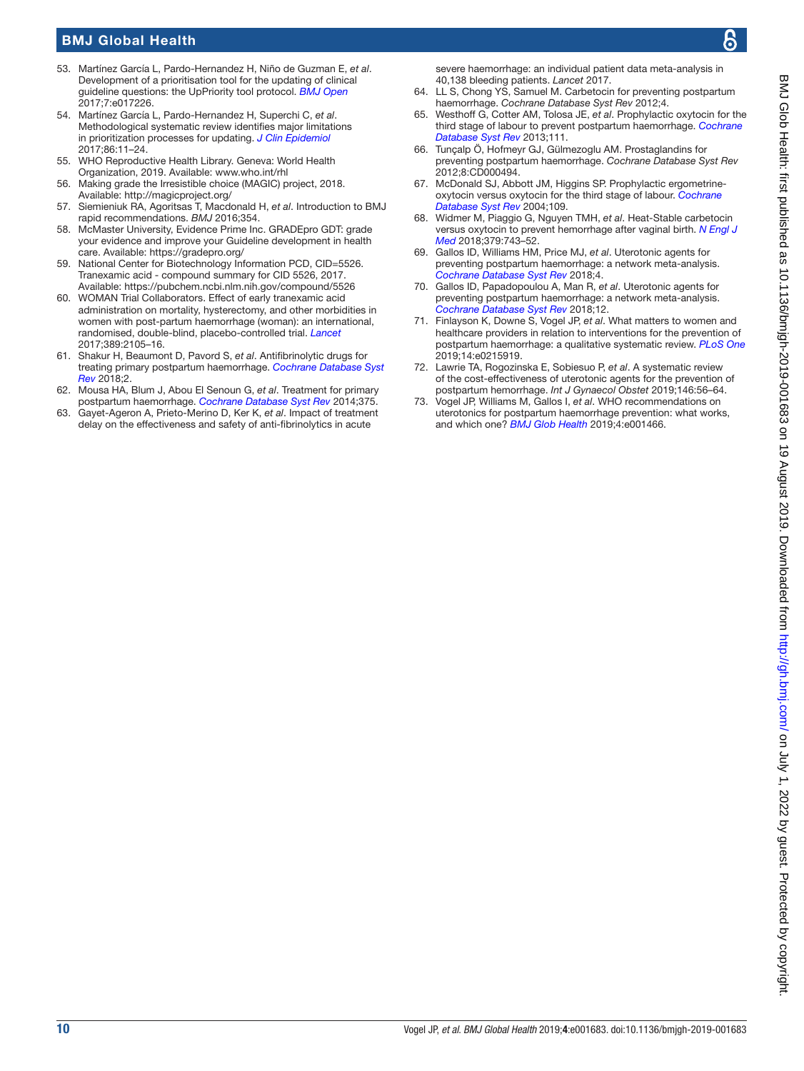53. Martínez García L, Pardo-Hernandez H, Niño de Guzman E, *et al*. Development of a prioritisation tool for the updating of clinical guideline questions: the UpPriority tool protocol. *BMJ Open* 2017;7:e017226.
54. Martínez García L, Pardo-Hernandez H, Superchi C, *et al*. Methodological systematic review identifies major limitations in prioritization processes for updating. *J Clin Epidemiol* 2017;86:11–24.
55. WHO Reproductive Health Library. Geneva: World Health Organization, 2019. Available: www.who.int/rhl
56. Making grade the Irresistible choice (MAGIC) project, 2018. Available: http://magicproject.org/
57. Siemieniuk RA, Agoritsas T, Macdonald H, *et al*. Introduction to BMJ rapid recommendations. *BMJ* 2016;354.
58. McMaster University, Evidence Prime Inc. GRADEpro GDT: grade your evidence and improve your Guideline development in health care. Available: https://gradepro.org/
59. National Center for Biotechnology Information PCD, CID=5526. Tranexamic acid - compound summary for CID 5526, 2017. Available: https://pubchem.ncbi.nlm.nih.gov/compound/5526
60. WOMAN Trial Collaborators. Effect of early tranexamic acid administration on mortality, hysterectomy, and other morbidities in women with post-partum haemorrhage (woman): an international, randomised, double-blind, placebo-controlled trial. *Lancet* 2017;389:2105–16.
61. Shakur H, Beaumont D, Pavord S, *et al*. Antifibrinolytic drugs for treating primary postpartum haemorrhage. *Cochrane Database Syst Rev* 2018;2.
62. Mousa HA, Blum J, Abou El Senoun G, *et al*. Treatment for primary postpartum haemorrhage. *Cochrane Database Syst Rev* 2014;375.
63. Gayet-Ageron A, Prieto-Merino D, Ker K, *et al*. Impact of treatment delay on the effectiveness and safety of anti-fibrinolytics in acute severe haemorrhage: an individual patient data meta-analysis in 40,138 bleeding patients. *Lancet* 2017.
64. LL S, Chong YS, Samuel M. Carbetocin for preventing postpartum haemorrhage. *Cochrane Database Syst Rev* 2012;4.
65. Westhoff G, Cotter AM, Tolosa JE, *et al*. Prophylactic oxytocin for the third stage of labour to prevent postpartum haemorrhage. *Cochrane Database Syst Rev* 2013;111.
66. Tunçalp Ö, Hofmeyr GJ, Gülmezoglu AM. Prostaglandins for preventing postpartum haemorrhage. *Cochrane Database Syst Rev* 2012;8:CD000494.
67. McDonald SJ, Abbott JM, Higgins SP. Prophylactic ergometrine-oxytocin versus oxytocin for the third stage of labour. *Cochrane Database Syst Rev* 2004;109.
68. Widmer M, Piaggio G, Nguyen TMH, *et al*. Heat-Stable carbetocin versus oxytocin to prevent hemorrhage after vaginal birth. *N Engl J Med* 2018;379:743–52.
69. Gallos ID, Williams HM, Price MJ, *et al*. Uterotonic agents for preventing postpartum haemorrhage: a network meta-analysis. *Cochrane Database Syst Rev* 2018;4.
70. Gallos ID, Papadopoulou A, Man R, *et al*. Uterotonic agents for preventing postpartum haemorrhage: a network meta-analysis. *Cochrane Database Syst Rev* 2018;12.
71. Finlayson K, Downe S, Vogel JP, *et al*. What matters to women and healthcare providers in relation to interventions for the prevention of postpartum haemorrhage: a qualitative systematic review. *PLoS One* 2019;14:e0215919.
72. Lawrie TA, Rogozinska E, Sobiesuo P, *et al*. A systematic review of the cost-effectiveness of uterotonic agents for the prevention of postpartum hemorrhage. *Int J Gynaecol Obstet* 2019;146:56–64.
73. Vogel JP, Williams M, Gallos I, *et al*. WHO recommendations on uterotonics for postpartum haemorrhage prevention: what works, and which one? *BMJ Glob Health* 2019;4:e001466.